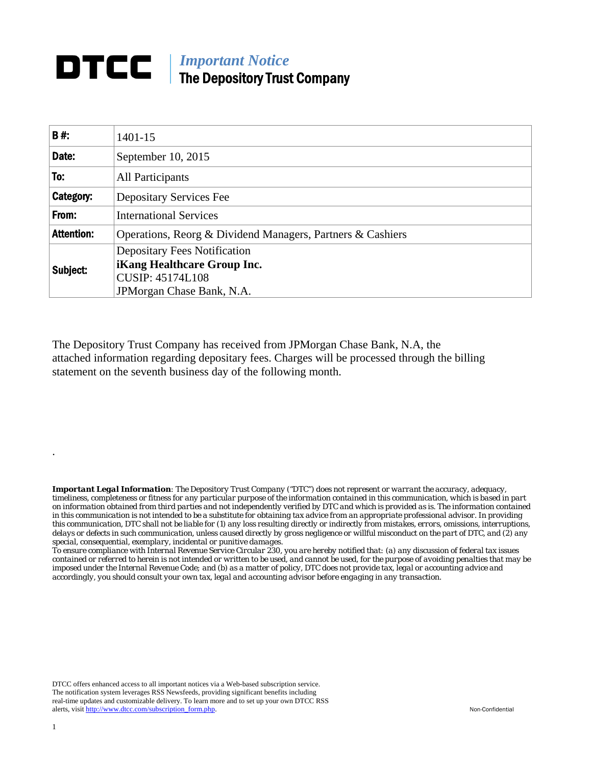# DTCC | *Important Notice*
## The Depository Trust Company

| **B #:** | 1401-15 |
|---|---|
| **Date:** | September 10, 2015 |
| **To:** | All Participants |
| **Category:** | Depositary Services Fee |
| **From:** | International Services |
| **Attention:** | Operations, Reorg & Dividend Managers, Partners & Cashiers |
| **Subject:** | Depositary Fees Notification<br>**iKang Healthcare Group Inc.**<br>CUSIP: 45174L108<br>JPMorgan Chase Bank, N.A. |

The Depository Trust Company has received from JPMorgan Chase Bank, N.A, the attached information regarding depositary fees. Charges will be processed through the billing statement on the seventh business day of the following month.

.

***Important Legal Information**: The Depository Trust Company ("DTC") does not represent or warrant the accuracy, adequacy, timeliness, completeness or fitness for any particular purpose of the information contained in this communication, which is based in part on information obtained from third parties and not independently verified by DTC and which is provided as is. The information contained in this communication is not intended to be a substitute for obtaining tax advice from an appropriate professional advisor. In providing this communication, DTC shall not be liable for (1) any loss resulting directly or indirectly from mistakes, errors, omissions, interruptions, delays or defects in such communication, unless caused directly by gross negligence or willful misconduct on the part of DTC, and (2) any special, consequential, exemplary, incidental or punitive damages.*

*To ensure compliance with Internal Revenue Service Circular 230, you are hereby notified that: (a) any discussion of federal tax issues contained or referred to herein is not intended or written to be used, and cannot be used, for the purpose of avoiding penalties that may be imposed under the Internal Revenue Code; and (b) as a matter of policy, DTC does not provide tax, legal or accounting advice and accordingly, you should consult your own tax, legal and accounting advisor before engaging in any transaction.*

DTCC offers enhanced access to all important notices via a Web-based subscription service. The notification system leverages RSS Newsfeeds, providing significant benefits including real-time updates and customizable delivery. To learn more and to set up your own DTCC RSS alerts, visit http://www.dtcc.com/subscription_form.php.

Non-Confidential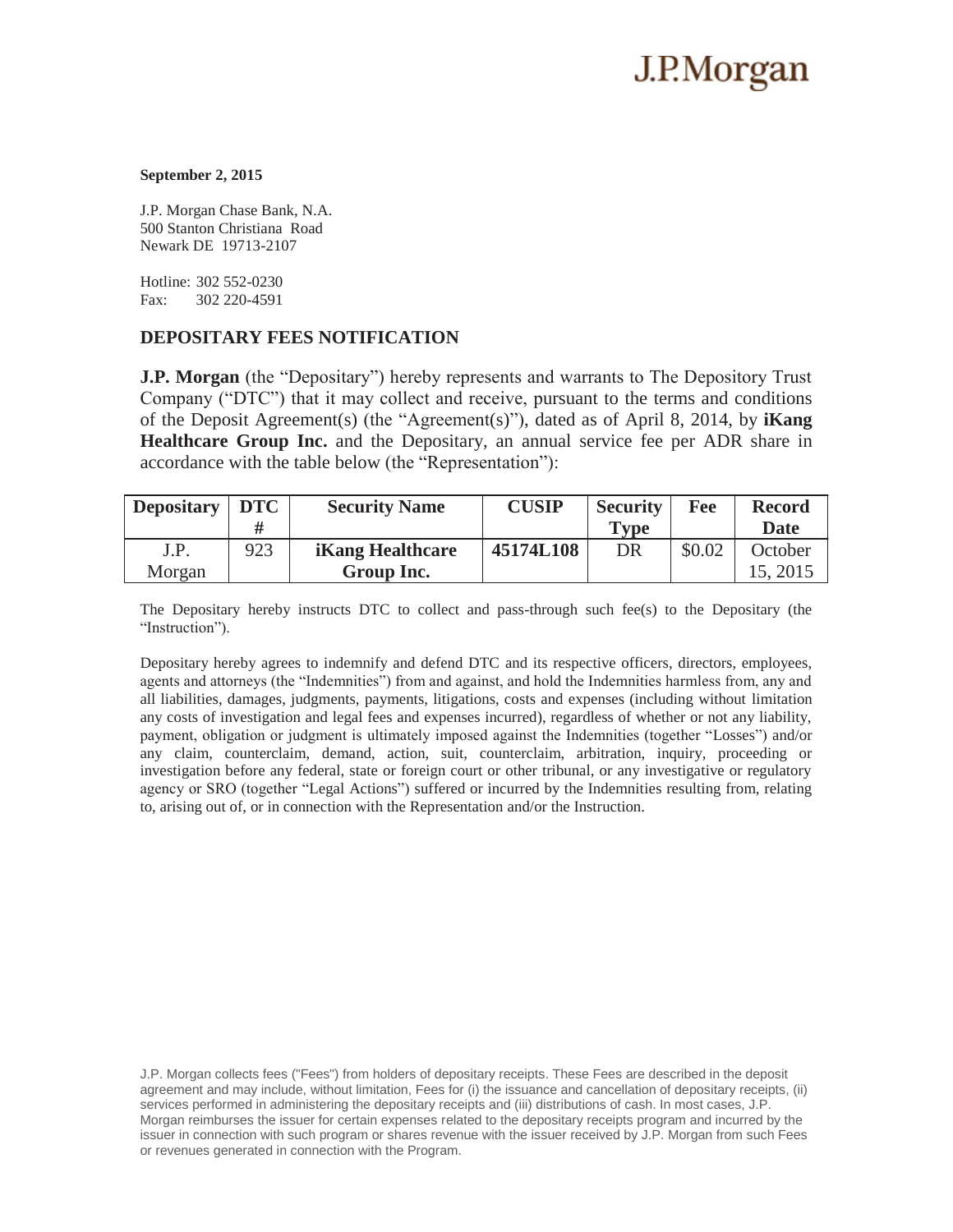J.P.Morgan

**September 2, 2015**

J.P. Morgan Chase Bank, N.A.
500 Stanton Christiana Road
Newark DE 19713-2107

Hotline: 302 552-0230
Fax: 302 220-4591

## DEPOSITARY FEES NOTIFICATION

**J.P. Morgan** (the "Depositary") hereby represents and warrants to The Depository Trust Company ("DTC") that it may collect and receive, pursuant to the terms and conditions of the Deposit Agreement(s) (the "Agreement(s)"), dated as of April 8, 2014, by **iKang Healthcare Group Inc.** and the Depositary, an annual service fee per ADR share in accordance with the table below (the "Representation"):

| Depositary | DTC # | Security Name | CUSIP | Security Type | Fee | Record Date |
|---|---|---|---|---|---|---|
| J.P. Morgan | 923 | **iKang Healthcare Group Inc.** | **45174L108** | DR | $0.02 | October 15, 2015 |

The Depositary hereby instructs DTC to collect and pass-through such fee(s) to the Depositary (the "Instruction").

Depositary hereby agrees to indemnify and defend DTC and its respective officers, directors, employees, agents and attorneys (the "Indemnities") from and against, and hold the Indemnities harmless from, any and all liabilities, damages, judgments, payments, litigations, costs and expenses (including without limitation any costs of investigation and legal fees and expenses incurred), regardless of whether or not any liability, payment, obligation or judgment is ultimately imposed against the Indemnities (together "Losses") and/or any claim, counterclaim, demand, action, suit, counterclaim, arbitration, inquiry, proceeding or investigation before any federal, state or foreign court or other tribunal, or any investigative or regulatory agency or SRO (together "Legal Actions") suffered or incurred by the Indemnities resulting from, relating to, arising out of, or in connection with the Representation and/or the Instruction.

J.P. Morgan collects fees ("Fees") from holders of depositary receipts. These Fees are described in the deposit agreement and may include, without limitation, Fees for (i) the issuance and cancellation of depositary receipts, (ii) services performed in administering the depositary receipts and (iii) distributions of cash. In most cases, J.P. Morgan reimburses the issuer for certain expenses related to the depositary receipts program and incurred by the issuer in connection with such program or shares revenue with the issuer received by J.P. Morgan from such Fees or revenues generated in connection with the Program.